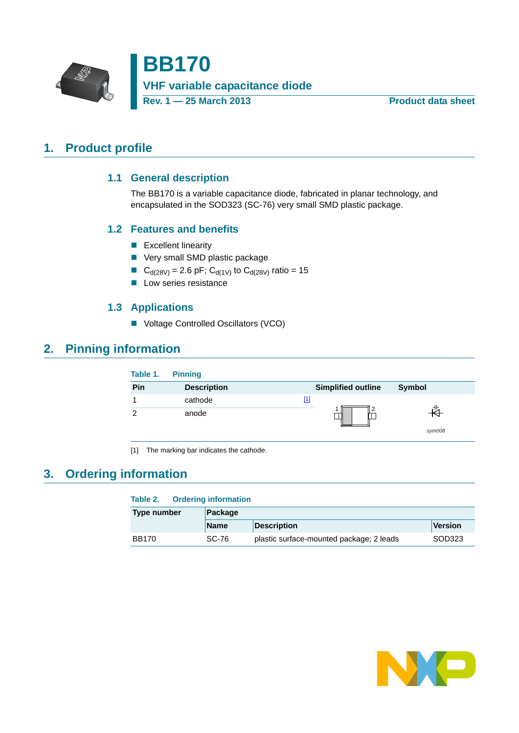# BB170

## VHF variable capacitance diode

**Rev. 1 — 25 March 2013** **Product data sheet**

## 1. Product profile

### 1.1 General description

The BB170 is a variable capacitance diode, fabricated in planar technology, and encapsulated in the SOD323 (SC-76) very small SMD plastic package.

### 1.2 Features and benefits

- Excellent linearity
- Very small SMD plastic package
- $C_{d(28V)}$ = 2.6 pF; $C_{d(1V)}$ to $C_{d(28V)}$ ratio = 15
- Low series resistance

### 1.3 Applications

- Voltage Controlled Oscillators (VCO)

## 2. Pinning information

**Table 1. Pinning**

| Pin | Description | Simplified outline | Symbol |
|---|---|---|---|
| 1 | cathode [1] | | |
| 2 | anode | | sym008 |

[1] The marking bar indicates the cathode.

## 3. Ordering information

**Table 2. Ordering information**

| Type number | Package | | |
|---|---|---|---|
| | Name | Description | Version |
| BB170 | SC-76 | plastic surface-mounted package; 2 leads | SOD323 |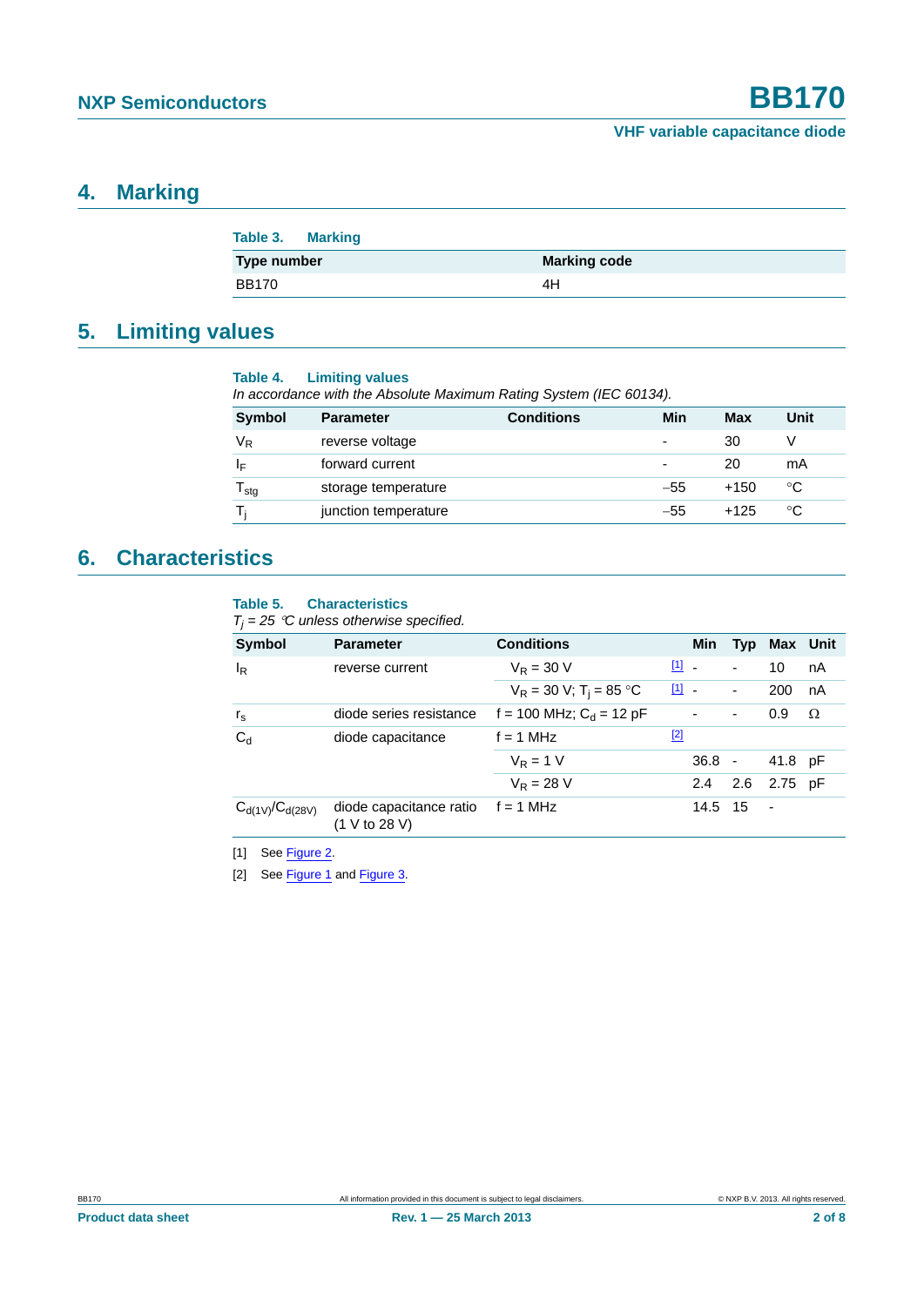## 4. Marking

**Table 3. Marking**

| Type number | Marking code |
|---|---|
| BB170 | 4H |

## 5. Limiting values

**Table 4. Limiting values**

*In accordance with the Absolute Maximum Rating System (IEC 60134).*

| Symbol | Parameter | Conditions | Min | Max | Unit |
|---|---|---|---|---|---|
| $V_R$ | reverse voltage | | - | 30 | V |
| $I_F$ | forward current | | - | 20 | mA |
| $T_{stg}$ | storage temperature | | −55 | +150 | °C |
| $T_j$ | junction temperature | | −55 | +125 | °C |

## 6. Characteristics

**Table 5. Characteristics**

*$T_j$ = 25 °C unless otherwise specified.*

| Symbol | Parameter | Conditions | | Min | Typ | Max | Unit |
|---|---|---|---|---|---|---|---|
| $I_R$ | reverse current | $V_R$ = 30 V | [1] | - | - | 10 | nA |
| | | $V_R$ = 30 V; $T_j$ = 85 °C | [1] | - | - | 200 | nA |
| $r_s$ | diode series resistance | f = 100 MHz; $C_d$ = 12 pF | | - | - | 0.9 | Ω |
| $C_d$ | diode capacitance | f = 1 MHz | [2] | | | | |
| | | $V_R$ = 1 V | | 36.8 | - | 41.8 | pF |
| | | $V_R$ = 28 V | | 2.4 | 2.6 | 2.75 | pF |
| $C_{d(1V)}/C_{d(28V)}$ | diode capacitance ratio (1 V to 28 V) | f = 1 MHz | | 14.5 | 15 | - | |

[1] See Figure 2.

[2] See Figure 1 and Figure 3.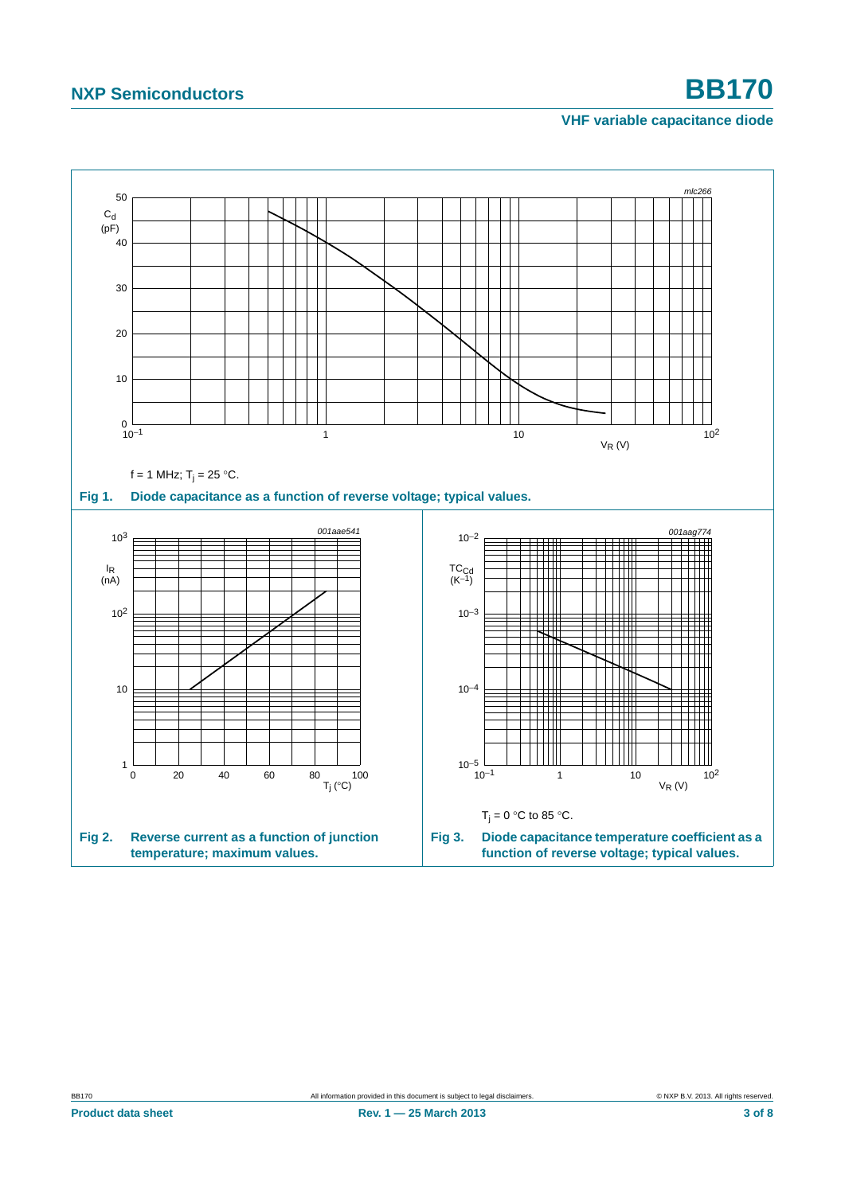$f = 1$ MHz; $T_j = 25$ °C.

**Fig 1. Diode capacitance as a function of reverse voltage; typical values.**

**Fig 2. Reverse current as a function of junction temperature; maximum values.**

$T_j = 0$ °C to 85 °C.

**Fig 3. Diode capacitance temperature coefficient as a function of reverse voltage; typical values.**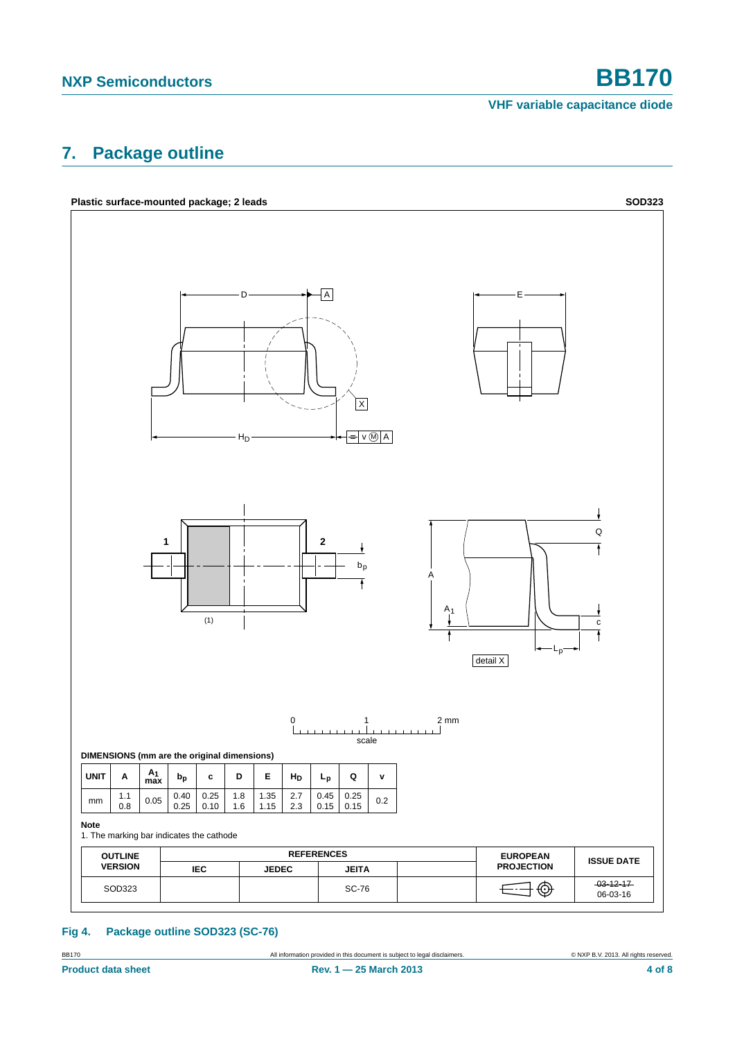## 7. Package outline

**Plastic surface-mounted package; 2 leads** **SOD323**

**DIMENSIONS (mm are the original dimensions)**

| UNIT | A | $A_1$ max | $b_p$ | c | D | E | $H_D$ | $L_p$ | Q | v |
|---|---|---|---|---|---|---|---|---|---|---|
| mm | 1.1<br>0.8 | 0.05 | 0.40<br>0.25 | 0.25<br>0.10 | 1.8<br>1.6 | 1.35<br>1.15 | 2.7<br>2.3 | 0.45<br>0.15 | 0.25<br>0.15 | 0.2 |

**Note**

1. The marking bar indicates the cathode

| OUTLINE VERSION | REFERENCES | | | | EUROPEAN PROJECTION | ISSUE DATE |
|---|---|---|---|---|---|---|
| | IEC | JEDEC | JEITA | | | |
| SOD323 | | | SC-76 | | | ~~03-12-17~~<br>06-03-16 |

**Fig 4. Package outline SOD323 (SC-76)**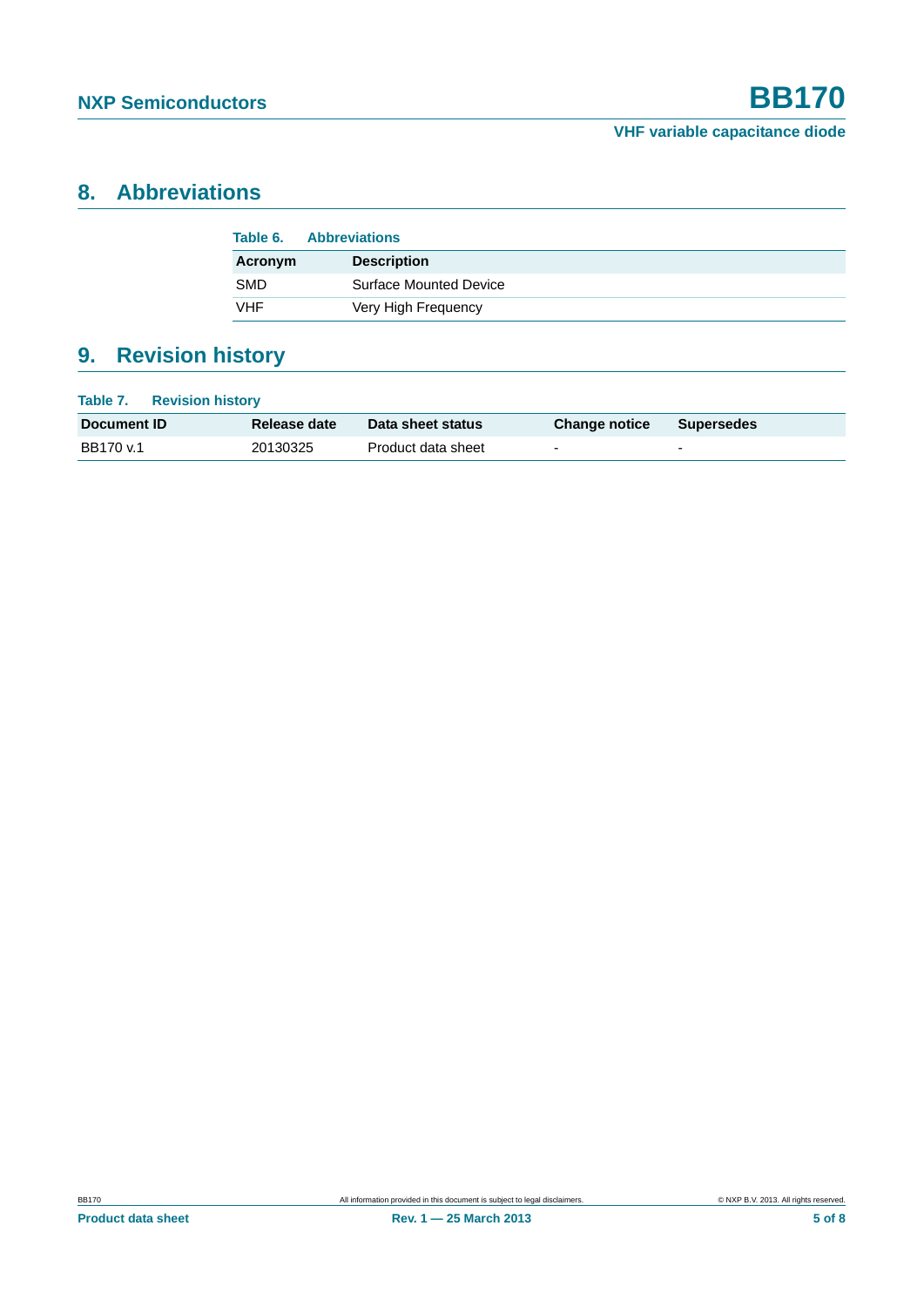## 8. Abbreviations

**Table 6. Abbreviations**

| Acronym | Description |
|---|---|
| SMD | Surface Mounted Device |
| VHF | Very High Frequency |

## 9. Revision history

**Table 7. Revision history**

| Document ID | Release date | Data sheet status | Change notice | Supersedes |
|---|---|---|---|---|
| BB170 v.1 | 20130325 | Product data sheet | - | - |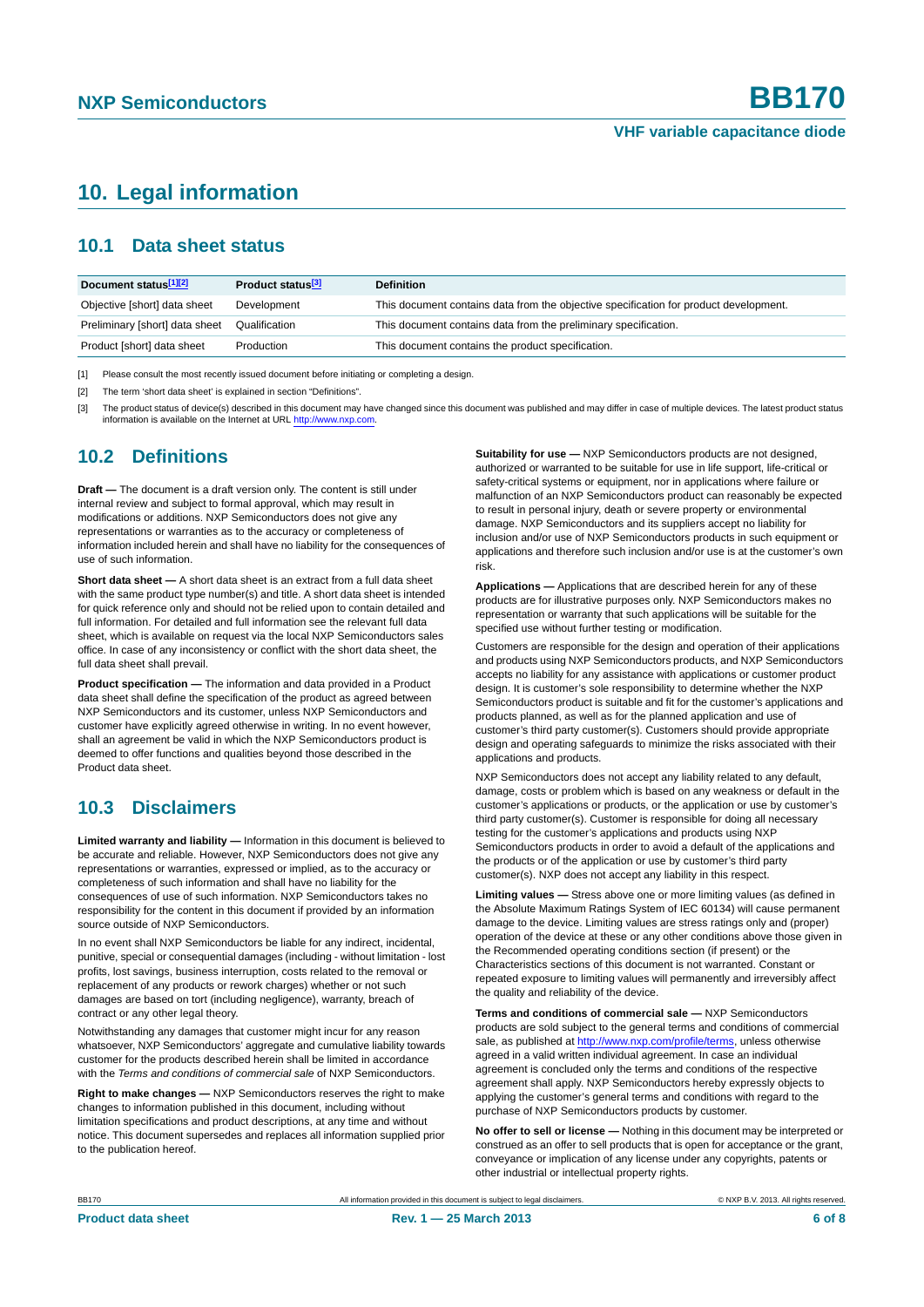# 10. Legal information

## 10.1 Data sheet status

| Document status[1][2] | Product status[3] | Definition |
|---|---|---|
| Objective [short] data sheet | Development | This document contains data from the objective specification for product development. |
| Preliminary [short] data sheet | Qualification | This document contains data from the preliminary specification. |
| Product [short] data sheet | Production | This document contains the product specification. |

[1] Please consult the most recently issued document before initiating or completing a design.

[2] The term 'short data sheet' is explained in section "Definitions".

[3] The product status of device(s) described in this document may have changed since this document was published and may differ in case of multiple devices. The latest product status information is available on the Internet at URL http://www.nxp.com.

## 10.2 Definitions

**Draft —** The document is a draft version only. The content is still under internal review and subject to formal approval, which may result in modifications or additions. NXP Semiconductors does not give any representations or warranties as to the accuracy or completeness of information included herein and shall have no liability for the consequences of use of such information.

**Short data sheet —** A short data sheet is an extract from a full data sheet with the same product type number(s) and title. A short data sheet is intended for quick reference only and should not be relied upon to contain detailed and full information. For detailed and full information see the relevant full data sheet, which is available on request via the local NXP Semiconductors sales office. In case of any inconsistency or conflict with the short data sheet, the full data sheet shall prevail.

**Product specification —** The information and data provided in a Product data sheet shall define the specification of the product as agreed between NXP Semiconductors and its customer, unless NXP Semiconductors and customer have explicitly agreed otherwise in writing. In no event however, shall an agreement be valid in which the NXP Semiconductors product is deemed to offer functions and qualities beyond those described in the Product data sheet.

## 10.3 Disclaimers

**Limited warranty and liability —** Information in this document is believed to be accurate and reliable. However, NXP Semiconductors does not give any representations or warranties, expressed or implied, as to the accuracy or completeness of such information and shall have no liability for the consequences of use of such information. NXP Semiconductors takes no responsibility for the content in this document if provided by an information source outside of NXP Semiconductors.

In no event shall NXP Semiconductors be liable for any indirect, incidental, punitive, special or consequential damages (including - without limitation - lost profits, lost savings, business interruption, costs related to the removal or replacement of any products or rework charges) whether or not such damages are based on tort (including negligence), warranty, breach of contract or any other legal theory.

Notwithstanding any damages that customer might incur for any reason whatsoever, NXP Semiconductors' aggregate and cumulative liability towards customer for the products described herein shall be limited in accordance with the *Terms and conditions of commercial sale* of NXP Semiconductors.

**Right to make changes —** NXP Semiconductors reserves the right to make changes to information published in this document, including without limitation specifications and product descriptions, at any time and without notice. This document supersedes and replaces all information supplied prior to the publication hereof.

**Suitability for use —** NXP Semiconductors products are not designed, authorized or warranted to be suitable for use in life support, life-critical or safety-critical systems or equipment, nor in applications where failure or malfunction of an NXP Semiconductors product can reasonably be expected to result in personal injury, death or severe property or environmental damage. NXP Semiconductors and its suppliers accept no liability for inclusion and/or use of NXP Semiconductors products in such equipment or applications and therefore such inclusion and/or use is at the customer's own risk.

**Applications —** Applications that are described herein for any of these products are for illustrative purposes only. NXP Semiconductors makes no representation or warranty that such applications will be suitable for the specified use without further testing or modification.

Customers are responsible for the design and operation of their applications and products using NXP Semiconductors products, and NXP Semiconductors accepts no liability for any assistance with applications or customer product design. It is customer's sole responsibility to determine whether the NXP Semiconductors product is suitable and fit for the customer's applications and products planned, as well as for the planned application and use of customer's third party customer(s). Customers should provide appropriate design and operating safeguards to minimize the risks associated with their applications and products.

NXP Semiconductors does not accept any liability related to any default, damage, costs or problem which is based on any weakness or default in the customer's applications or products, or the application or use by customer's third party customer(s). Customer is responsible for doing all necessary testing for the customer's applications and products using NXP Semiconductors products in order to avoid a default of the applications and the products or of the application or use by customer's third party customer(s). NXP does not accept any liability in this respect.

**Limiting values —** Stress above one or more limiting values (as defined in the Absolute Maximum Ratings System of IEC 60134) will cause permanent damage to the device. Limiting values are stress ratings only and (proper) operation of the device at these or any other conditions above those given in the Recommended operating conditions section (if present) or the Characteristics sections of this document is not warranted. Constant or repeated exposure to limiting values will permanently and irreversibly affect the quality and reliability of the device.

**Terms and conditions of commercial sale —** NXP Semiconductors products are sold subject to the general terms and conditions of commercial sale, as published at http://www.nxp.com/profile/terms, unless otherwise agreed in a valid written individual agreement. In case an individual agreement is concluded only the terms and conditions of the respective agreement shall apply. NXP Semiconductors hereby expressly objects to applying the customer's general terms and conditions with regard to the purchase of NXP Semiconductors products by customer.

**No offer to sell or license —** Nothing in this document may be interpreted or construed as an offer to sell products that is open for acceptance or the grant, conveyance or implication of any license under any copyrights, patents or other industrial or intellectual property rights.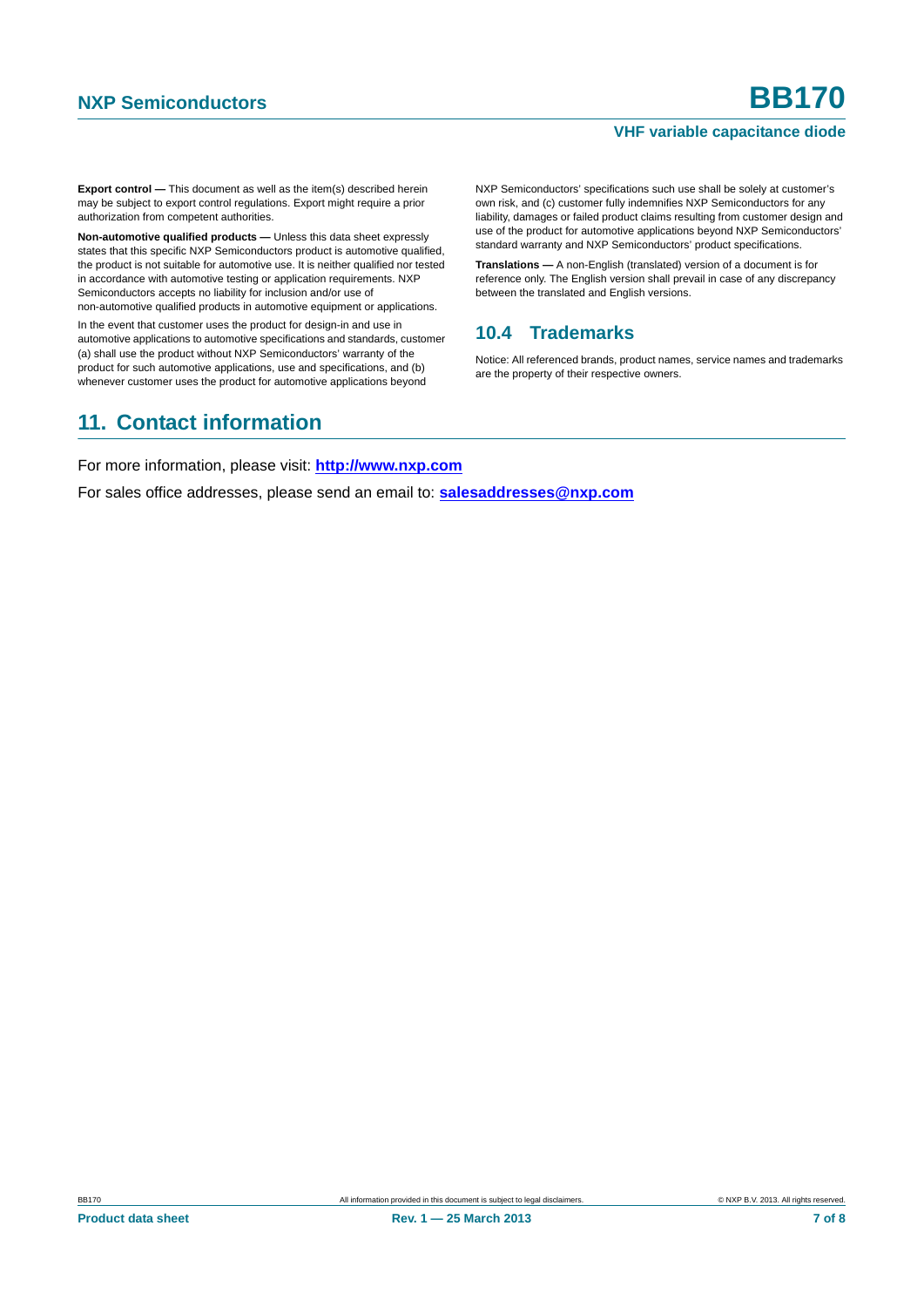**Export control —** This document as well as the item(s) described herein may be subject to export control regulations. Export might require a prior authorization from competent authorities.

**Non-automotive qualified products —** Unless this data sheet expressly states that this specific NXP Semiconductors product is automotive qualified, the product is not suitable for automotive use. It is neither qualified nor tested in accordance with automotive testing or application requirements. NXP Semiconductors accepts no liability for inclusion and/or use of non-automotive qualified products in automotive equipment or applications.

In the event that customer uses the product for design-in and use in automotive applications to automotive specifications and standards, customer (a) shall use the product without NXP Semiconductors' warranty of the product for such automotive applications, use and specifications, and (b) whenever customer uses the product for automotive applications beyond NXP Semiconductors' specifications such use shall be solely at customer's own risk, and (c) customer fully indemnifies NXP Semiconductors for any liability, damages or failed product claims resulting from customer design and use of the product for automotive applications beyond NXP Semiconductors' standard warranty and NXP Semiconductors' product specifications.

**Translations —** A non-English (translated) version of a document is for reference only. The English version shall prevail in case of any discrepancy between the translated and English versions.

### 10.4 Trademarks

Notice: All referenced brands, product names, service names and trademarks are the property of their respective owners.

## 11. Contact information

For more information, please visit: **http://www.nxp.com**

For sales office addresses, please send an email to: **salesaddresses@nxp.com**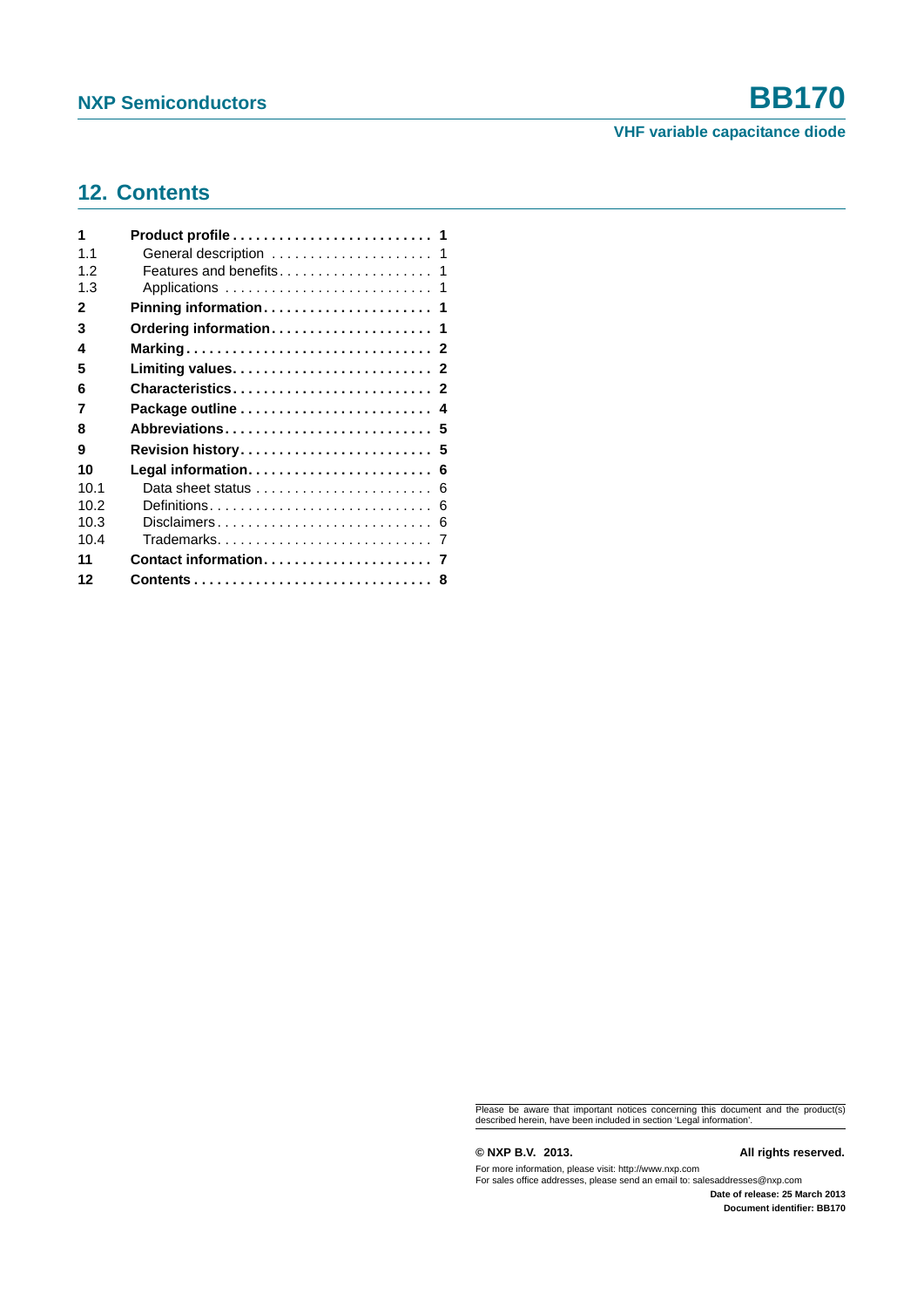## 12. Contents

| | | |
|---|---|---|
| **1** | **Product profile** | **1** |
| 1.1 | General description | 1 |
| 1.2 | Features and benefits | 1 |
| 1.3 | Applications | 1 |
| **2** | **Pinning information** | **1** |
| **3** | **Ordering information** | **1** |
| **4** | **Marking** | **2** |
| **5** | **Limiting values** | **2** |
| **6** | **Characteristics** | **2** |
| **7** | **Package outline** | **4** |
| **8** | **Abbreviations** | **5** |
| **9** | **Revision history** | **5** |
| **10** | **Legal information** | **6** |
| 10.1 | Data sheet status | 6 |
| 10.2 | Definitions | 6 |
| 10.3 | Disclaimers | 6 |
| 10.4 | Trademarks | 7 |
| **11** | **Contact information** | **7** |
| **12** | **Contents** | **8** |

Please be aware that important notices concerning this document and the product(s) described herein, have been included in section 'Legal information'.

**© NXP B.V. 2013.** **All rights reserved.**

For more information, please visit: http://www.nxp.com
For sales office addresses, please send an email to: salesaddresses@nxp.com

**Date of release: 25 March 2013**
**Document identifier: BB170**